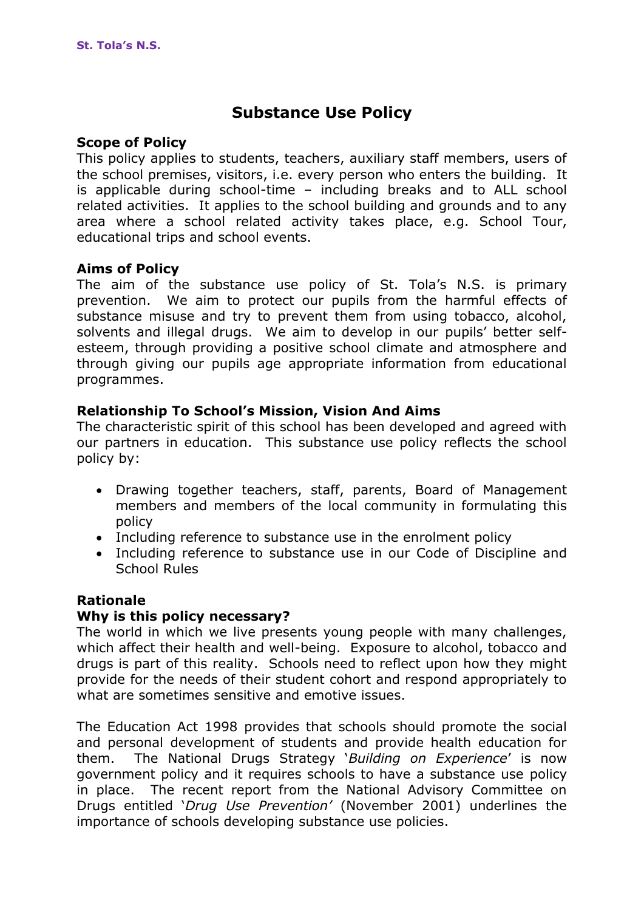# Substance Use Policy

**Scope of Policy**

This policy applies to students, teachers, auxiliary staff members, users of the school premises, visitors, i.e. every person who enters the building. It is applicable during school-time – including breaks and to ALL school related activities. It applies to the school building and grounds and to any area where a school related activity takes place, e.g. School Tour, educational trips and school events.

**Aims of Policy**

The aim of the substance use policy of St. Tola's N.S. is primary prevention. We aim to protect our pupils from the harmful effects of substance misuse and try to prevent them from using tobacco, alcohol, solvents and illegal drugs. We aim to develop in our pupils' better self-esteem, through providing a positive school climate and atmosphere and through giving our pupils age appropriate information from educational programmes.

**Relationship To School's Mission, Vision And Aims**

The characteristic spirit of this school has been developed and agreed with our partners in education. This substance use policy reflects the school policy by:

- Drawing together teachers, staff, parents, Board of Management members and members of the local community in formulating this policy
- Including reference to substance use in the enrolment policy
- Including reference to substance use in our Code of Discipline and School Rules

**Rationale**

**Why is this policy necessary?**

The world in which we live presents young people with many challenges, which affect their health and well-being. Exposure to alcohol, tobacco and drugs is part of this reality. Schools need to reflect upon how they might provide for the needs of their student cohort and respond appropriately to what are sometimes sensitive and emotive issues.

The Education Act 1998 provides that schools should promote the social and personal development of students and provide health education for them. The National Drugs Strategy '*Building on Experience*' is now government policy and it requires schools to have a substance use policy in place. The recent report from the National Advisory Committee on Drugs entitled '*Drug Use Prevention'* (November 2001) underlines the importance of schools developing substance use policies.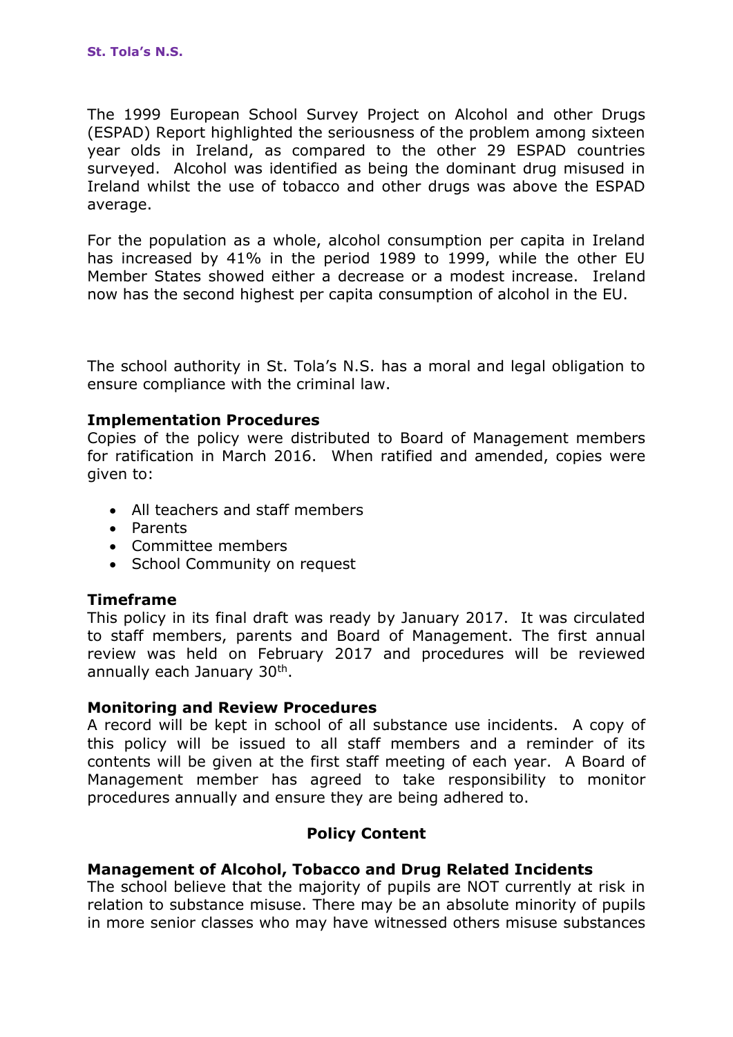The 1999 European School Survey Project on Alcohol and other Drugs (ESPAD) Report highlighted the seriousness of the problem among sixteen year olds in Ireland, as compared to the other 29 ESPAD countries surveyed. Alcohol was identified as being the dominant drug misused in Ireland whilst the use of tobacco and other drugs was above the ESPAD average.

For the population as a whole, alcohol consumption per capita in Ireland has increased by 41% in the period 1989 to 1999, while the other EU Member States showed either a decrease or a modest increase. Ireland now has the second highest per capita consumption of alcohol in the EU.

The school authority in St. Tola's N.S. has a moral and legal obligation to ensure compliance with the criminal law.

**Implementation Procedures**
Copies of the policy were distributed to Board of Management members for ratification in March 2016. When ratified and amended, copies were given to:

- All teachers and staff members
- Parents
- Committee members
- School Community on request

**Timeframe**
This policy in its final draft was ready by January 2017. It was circulated to staff members, parents and Board of Management. The first annual review was held on February 2017 and procedures will be reviewed annually each January 30th.

**Monitoring and Review Procedures**
A record will be kept in school of all substance use incidents. A copy of this policy will be issued to all staff members and a reminder of its contents will be given at the first staff meeting of each year. A Board of Management member has agreed to take responsibility to monitor procedures annually and ensure they are being adhered to.

## Policy Content

**Management of Alcohol, Tobacco and Drug Related Incidents**
The school believe that the majority of pupils are NOT currently at risk in relation to substance misuse. There may be an absolute minority of pupils in more senior classes who may have witnessed others misuse substances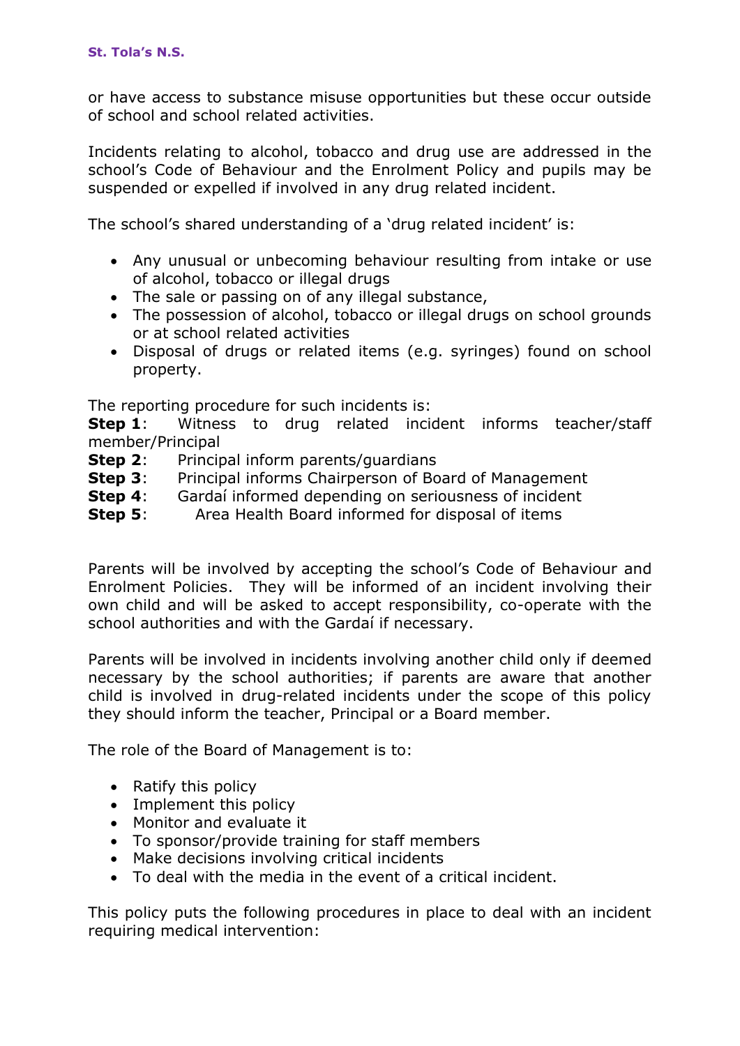or have access to substance misuse opportunities but these occur outside of school and school related activities.

Incidents relating to alcohol, tobacco and drug use are addressed in the school's Code of Behaviour and the Enrolment Policy and pupils may be suspended or expelled if involved in any drug related incident.

The school's shared understanding of a 'drug related incident' is:

- Any unusual or unbecoming behaviour resulting from intake or use of alcohol, tobacco or illegal drugs
- The sale or passing on of any illegal substance,
- The possession of alcohol, tobacco or illegal drugs on school grounds or at school related activities
- Disposal of drugs or related items (e.g. syringes) found on school property.

The reporting procedure for such incidents is:

**Step 1**: Witness to drug related incident informs teacher/staff member/Principal
**Step 2**: Principal inform parents/guardians
**Step 3**: Principal informs Chairperson of Board of Management
**Step 4**: Gardaí informed depending on seriousness of incident
**Step 5**: Area Health Board informed for disposal of items

Parents will be involved by accepting the school's Code of Behaviour and Enrolment Policies. They will be informed of an incident involving their own child and will be asked to accept responsibility, co-operate with the school authorities and with the Gardaí if necessary.

Parents will be involved in incidents involving another child only if deemed necessary by the school authorities; if parents are aware that another child is involved in drug-related incidents under the scope of this policy they should inform the teacher, Principal or a Board member.

The role of the Board of Management is to:

- Ratify this policy
- Implement this policy
- Monitor and evaluate it
- To sponsor/provide training for staff members
- Make decisions involving critical incidents
- To deal with the media in the event of a critical incident.

This policy puts the following procedures in place to deal with an incident requiring medical intervention: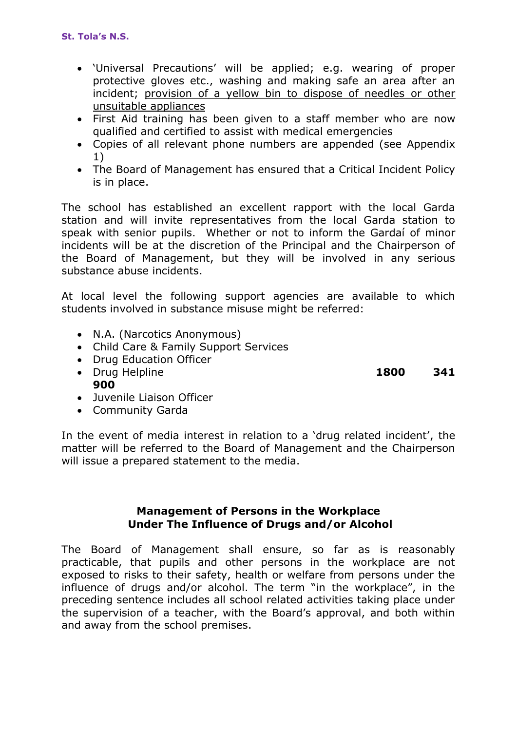- 'Universal Precautions' will be applied; e.g. wearing of proper protective gloves etc., washing and making safe an area after an incident; <u>provision of a yellow bin to dispose of needles or other unsuitable appliances</u>
- First Aid training has been given to a staff member who are now qualified and certified to assist with medical emergencies
- Copies of all relevant phone numbers are appended (see Appendix 1)
- The Board of Management has ensured that a Critical Incident Policy is in place.

The school has established an excellent rapport with the local Garda station and will invite representatives from the local Garda station to speak with senior pupils. Whether or not to inform the Gardaí of minor incidents will be at the discretion of the Principal and the Chairperson of the Board of Management, but they will be involved in any serious substance abuse incidents.

At local level the following support agencies are available to which students involved in substance misuse might be referred:

- N.A. (Narcotics Anonymous)
- Child Care & Family Support Services
- Drug Education Officer
- Drug Helpline **1800 341 900**
- Juvenile Liaison Officer
- Community Garda

In the event of media interest in relation to a 'drug related incident', the matter will be referred to the Board of Management and the Chairperson will issue a prepared statement to the media.

## Management of Persons in the Workplace Under The Influence of Drugs and/or Alcohol

The Board of Management shall ensure, so far as is reasonably practicable, that pupils and other persons in the workplace are not exposed to risks to their safety, health or welfare from persons under the influence of drugs and/or alcohol. The term "in the workplace", in the preceding sentence includes all school related activities taking place under the supervision of a teacher, with the Board's approval, and both within and away from the school premises.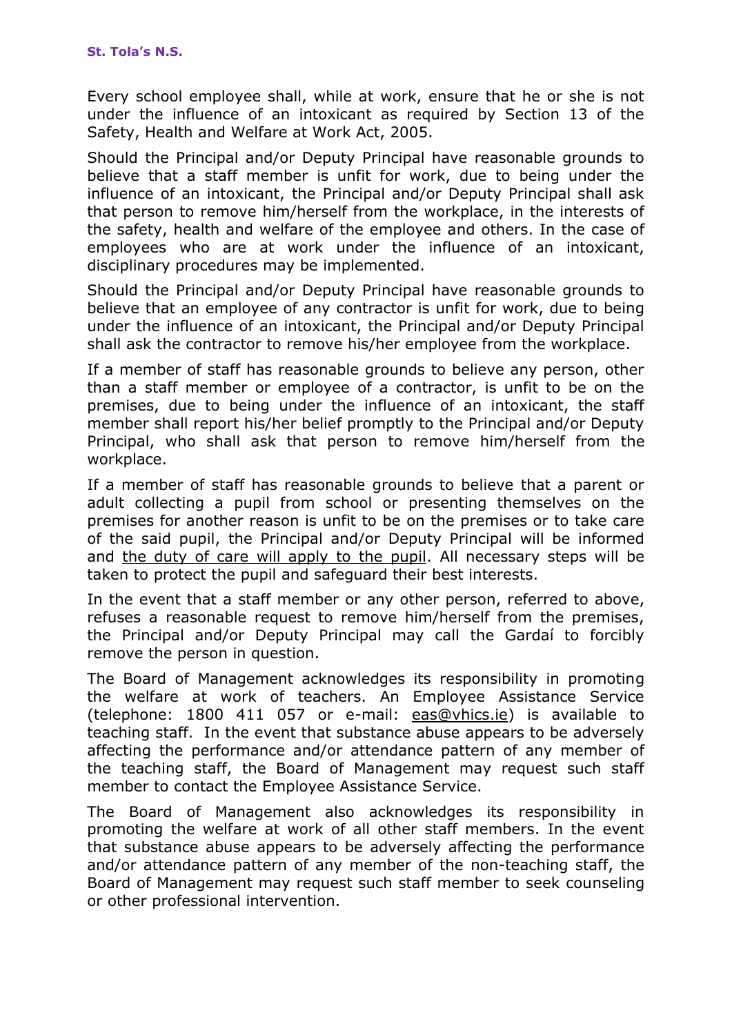Every school employee shall, while at work, ensure that he or she is not under the influence of an intoxicant as required by Section 13 of the Safety, Health and Welfare at Work Act, 2005.

Should the Principal and/or Deputy Principal have reasonable grounds to believe that a staff member is unfit for work, due to being under the influence of an intoxicant, the Principal and/or Deputy Principal shall ask that person to remove him/herself from the workplace, in the interests of the safety, health and welfare of the employee and others. In the case of employees who are at work under the influence of an intoxicant, disciplinary procedures may be implemented.

Should the Principal and/or Deputy Principal have reasonable grounds to believe that an employee of any contractor is unfit for work, due to being under the influence of an intoxicant, the Principal and/or Deputy Principal shall ask the contractor to remove his/her employee from the workplace.

If a member of staff has reasonable grounds to believe any person, other than a staff member or employee of a contractor, is unfit to be on the premises, due to being under the influence of an intoxicant, the staff member shall report his/her belief promptly to the Principal and/or Deputy Principal, who shall ask that person to remove him/herself from the workplace.

If a member of staff has reasonable grounds to believe that a parent or adult collecting a pupil from school or presenting themselves on the premises for another reason is unfit to be on the premises or to take care of the said pupil, the Principal and/or Deputy Principal will be informed and the duty of care will apply to the pupil. All necessary steps will be taken to protect the pupil and safeguard their best interests.

In the event that a staff member or any other person, referred to above, refuses a reasonable request to remove him/herself from the premises, the Principal and/or Deputy Principal may call the Gardaí to forcibly remove the person in question.

The Board of Management acknowledges its responsibility in promoting the welfare at work of teachers. An Employee Assistance Service (telephone: 1800 411 057 or e-mail: eas@vhics.ie) is available to teaching staff. In the event that substance abuse appears to be adversely affecting the performance and/or attendance pattern of any member of the teaching staff, the Board of Management may request such staff member to contact the Employee Assistance Service.

The Board of Management also acknowledges its responsibility in promoting the welfare at work of all other staff members. In the event that substance abuse appears to be adversely affecting the performance and/or attendance pattern of any member of the non-teaching staff, the Board of Management may request such staff member to seek counseling or other professional intervention.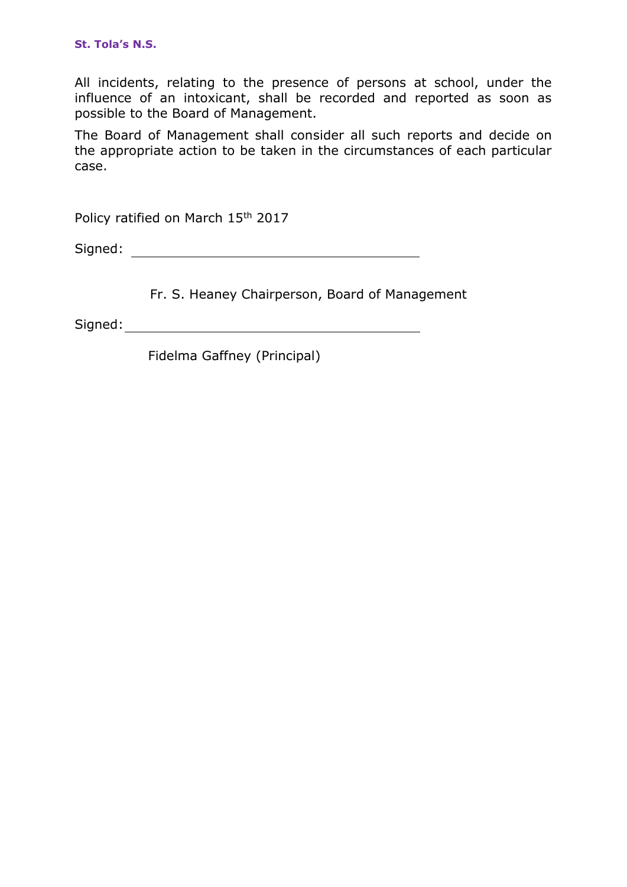All incidents, relating to the presence of persons at school, under the influence of an intoxicant, shall be recorded and reported as soon as possible to the Board of Management.

The Board of Management shall consider all such reports and decide on the appropriate action to be taken in the circumstances of each particular case.

Policy ratified on March 15th 2017

Signed: ________________________________________

Fr. S. Heaney Chairperson, Board of Management

Signed: ________________________________________

Fidelma Gaffney (Principal)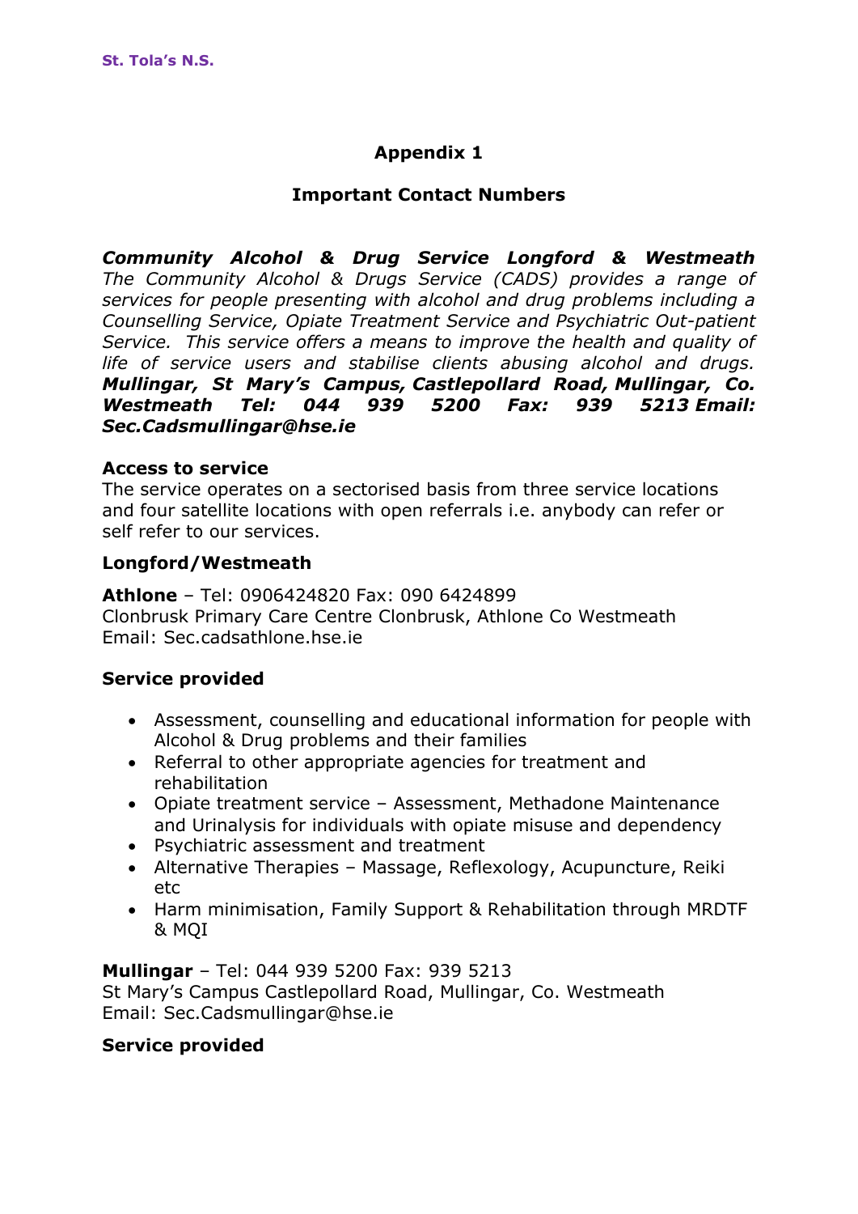## Appendix 1

### Important Contact Numbers

***Community Alcohol & Drug Service Longford & Westmeath***
*The Community Alcohol & Drugs Service (CADS) provides a range of services for people presenting with alcohol and drug problems including a Counselling Service, Opiate Treatment Service and Psychiatric Out-patient Service. This service offers a means to improve the health and quality of life of service users and stabilise clients abusing alcohol and drugs.*
***Mullingar, St Mary's Campus, Castlepollard Road, Mullingar, Co. Westmeath Tel: 044 939 5200 Fax: 939 5213 Email: Sec.Cadsmullingar@hse.ie***

**Access to service**
The service operates on a sectorised basis from three service locations and four satellite locations with open referrals i.e. anybody can refer or self refer to our services.

**Longford/Westmeath**

**Athlone** – Tel: 0906424820 Fax: 090 6424899
Clonbrusk Primary Care Centre Clonbrusk, Athlone Co Westmeath
Email: Sec.cadsathlone.hse.ie

**Service provided**

- Assessment, counselling and educational information for people with Alcohol & Drug problems and their families
- Referral to other appropriate agencies for treatment and rehabilitation
- Opiate treatment service – Assessment, Methadone Maintenance and Urinalysis for individuals with opiate misuse and dependency
- Psychiatric assessment and treatment
- Alternative Therapies – Massage, Reflexology, Acupuncture, Reiki etc
- Harm minimisation, Family Support & Rehabilitation through MRDTF & MQI

**Mullingar** – Tel: 044 939 5200 Fax: 939 5213
St Mary's Campus Castlepollard Road, Mullingar, Co. Westmeath
Email: Sec.Cadsmullingar@hse.ie

**Service provided**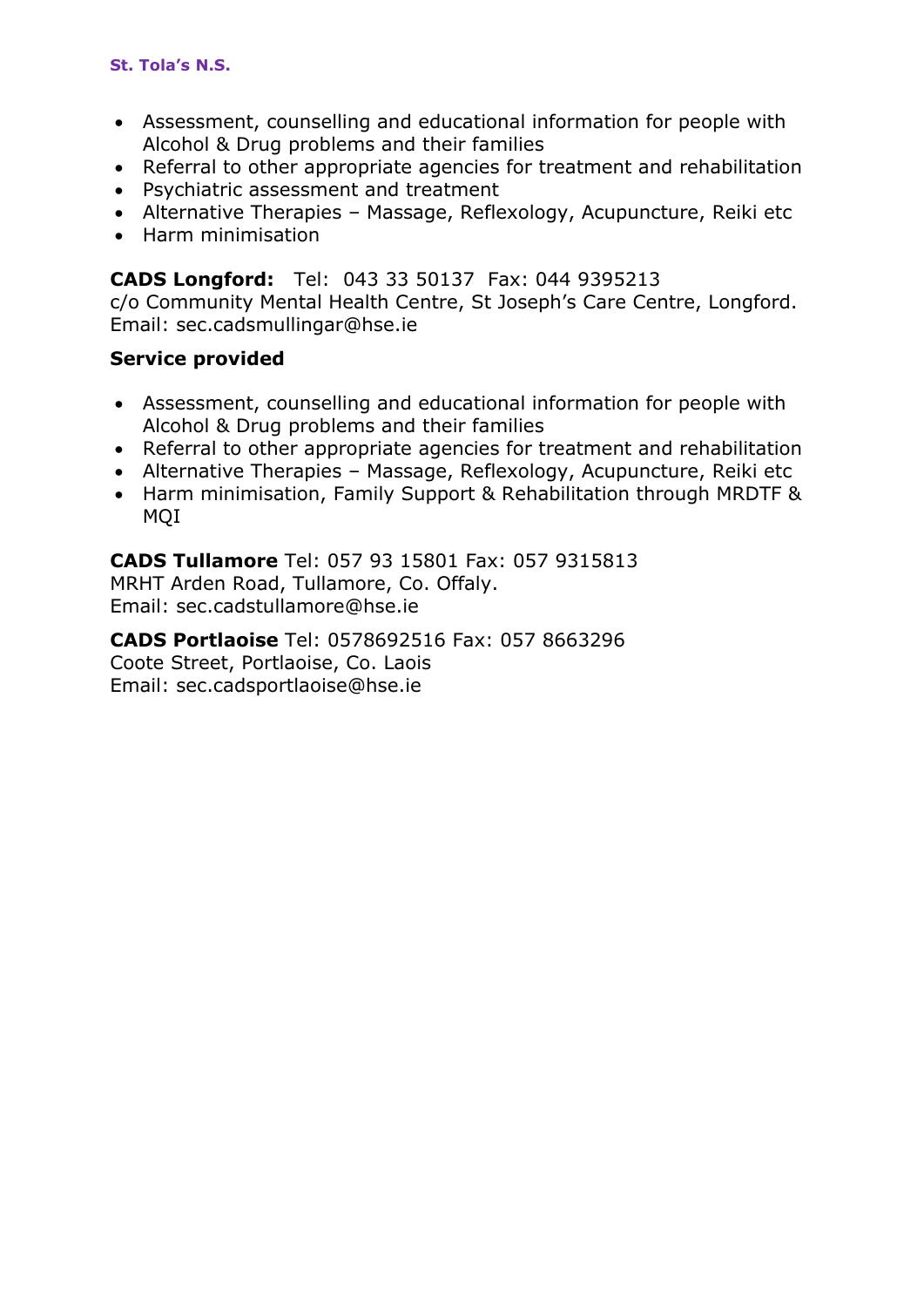- Assessment, counselling and educational information for people with Alcohol & Drug problems and their families
- Referral to other appropriate agencies for treatment and rehabilitation
- Psychiatric assessment and treatment
- Alternative Therapies – Massage, Reflexology, Acupuncture, Reiki etc
- Harm minimisation

**CADS Longford:** Tel: 043 33 50137 Fax: 044 9395213
c/o Community Mental Health Centre, St Joseph's Care Centre, Longford.
Email: sec.cadsmullingar@hse.ie

**Service provided**

- Assessment, counselling and educational information for people with Alcohol & Drug problems and their families
- Referral to other appropriate agencies for treatment and rehabilitation
- Alternative Therapies – Massage, Reflexology, Acupuncture, Reiki etc
- Harm minimisation, Family Support & Rehabilitation through MRDTF & MQI

**CADS Tullamore** Tel: 057 93 15801 Fax: 057 9315813
MRHT Arden Road, Tullamore, Co. Offaly.
Email: sec.cadstullamore@hse.ie

**CADS Portlaoise** Tel: 0578692516 Fax: 057 8663296
Coote Street, Portlaoise, Co. Laois
Email: sec.cadsportlaoise@hse.ie